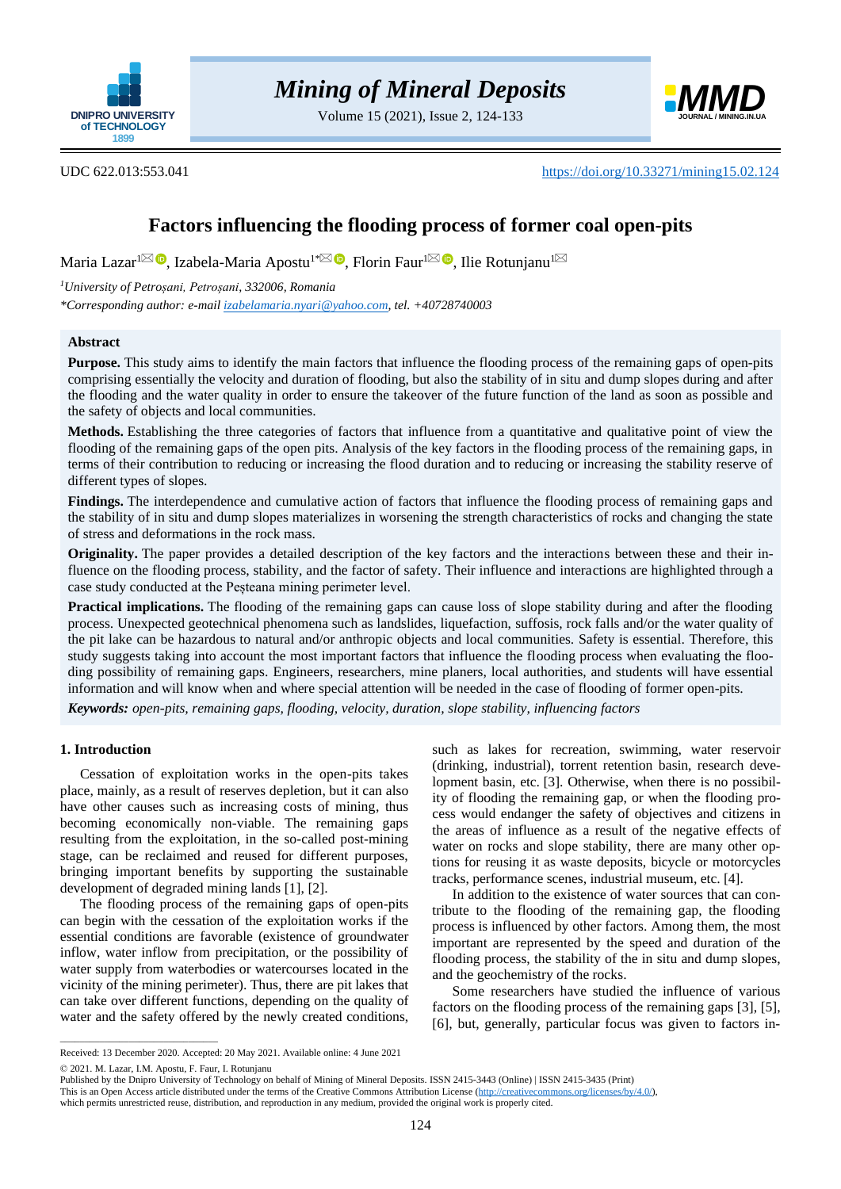UDC 622.013:553.041

https://doi.org/10.33271/mining15.02.124

# Factors influencing the flooding process of former coal open-pits

Maria Lazar[1], Izabela-Maria Apostu[1*], Florin Faur[1], Ilie Rotunjanu[1]

[1] *University of Petroșani, Petroșani, 332006, Romania*

*\*Corresponding author: e-mail izabelamaria.nyari@yahoo.com, tel. +40728740003*

## Abstract

**Purpose.** This study aims to identify the main factors that influence the flooding process of the remaining gaps of open-pits comprising essentially the velocity and duration of flooding, but also the stability of in situ and dump slopes during and after the flooding and the water quality in order to ensure the takeover of the future function of the land as soon as possible and the safety of objects and local communities.

**Methods.** Establishing the three categories of factors that influence from a quantitative and qualitative point of view the flooding of the remaining gaps of the open pits. Analysis of the key factors in the flooding process of the remaining gaps, in terms of their contribution to reducing or increasing the flood duration and to reducing or increasing the stability reserve of different types of slopes.

**Findings.** The interdependence and cumulative action of factors that influence the flooding process of remaining gaps and the stability of in situ and dump slopes materializes in worsening the strength characteristics of rocks and changing the state of stress and deformations in the rock mass.

**Originality.** The paper provides a detailed description of the key factors and the interactions between these and their influence on the flooding process, stability, and the factor of safety. Their influence and interactions are highlighted through a case study conducted at the Peșteana mining perimeter level.

**Practical implications.** The flooding of the remaining gaps can cause loss of slope stability during and after the flooding process. Unexpected geotechnical phenomena such as landslides, liquefaction, suffosis, rock falls and/or the water quality of the pit lake can be hazardous to natural and/or anthropic objects and local communities. Safety is essential. Therefore, this study suggests taking into account the most important factors that influence the flooding process when evaluating the flooding possibility of remaining gaps. Engineers, researchers, mine planers, local authorities, and students will have essential information and will know when and where special attention will be needed in the case of flooding of former open-pits.

***Keywords:*** *open-pits, remaining gaps, flooding, velocity, duration, slope stability, influencing factors*

## 1. Introduction

Cessation of exploitation works in the open-pits takes place, mainly, as a result of reserves depletion, but it can also have other causes such as increasing costs of mining, thus becoming economically non-viable. The remaining gaps resulting from the exploitation, in the so-called post-mining stage, can be reclaimed and reused for different purposes, bringing important benefits by supporting the sustainable development of degraded mining lands [1], [2].

The flooding process of the remaining gaps of open-pits can begin with the cessation of the exploitation works if the essential conditions are favorable (existence of groundwater inflow, water inflow from precipitation, or the possibility of water supply from waterbodies or watercourses located in the vicinity of the mining perimeter). Thus, there are pit lakes that can take over different functions, depending on the quality of water and the safety offered by the newly created conditions, such as lakes for recreation, swimming, water reservoir (drinking, industrial), torrent retention basin, research development basin, etc. [3]. Otherwise, when there is no possibility of flooding the remaining gap, or when the flooding process would endanger the safety of objectives and citizens in the areas of influence as a result of the negative effects of water on rocks and slope stability, there are many other options for reusing it as waste deposits, bicycle or motorcycles tracks, performance scenes, industrial museum, etc. [4].

In addition to the existence of water sources that can contribute to the flooding of the remaining gap, the flooding process is influenced by other factors. Among them, the most important are represented by the speed and duration of the flooding process, the stability of the in situ and dump slopes, and the geochemistry of the rocks.

Some researchers have studied the influence of various factors on the flooding process of the remaining gaps [3], [5], [6], but, generally, particular focus was given to factors in-

---

Received: 13 December 2020. Accepted: 20 May 2021. Available online: 4 June 2021

© 2021. M. Lazar, I.M. Apostu, F. Faur, I. Rotunjanu

Published by the Dnipro University of Technology on behalf of Mining of Mineral Deposits. ISSN 2415-3443 (Online) | ISSN 2415-3435 (Print)

This is an Open Access article distributed under the terms of the Creative Commons Attribution License (http://creativecommons.org/licenses/by/4.0/), which permits unrestricted reuse, distribution, and reproduction in any medium, provided the original work is properly cited.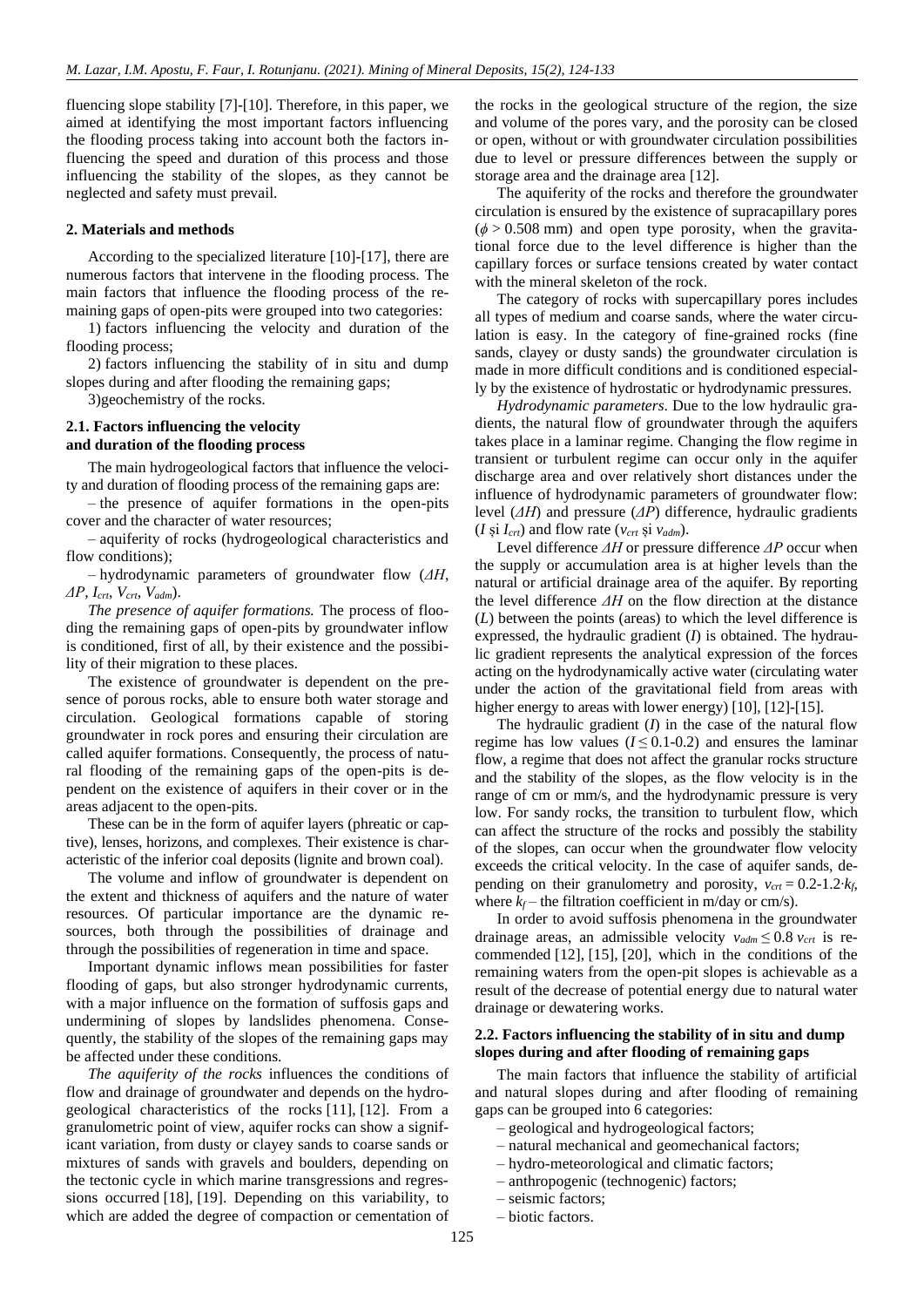fluencing slope stability [7]-[10]. Therefore, in this paper, we aimed at identifying the most important factors influencing the flooding process taking into account both the factors influencing the speed and duration of this process and those influencing the stability of the slopes, as they cannot be neglected and safety must prevail.

## 2. Materials and methods

According to the specialized literature [10]-[17], there are numerous factors that intervene in the flooding process. The main factors that influence the flooding process of the remaining gaps of open-pits were grouped into two categories:

1) factors influencing the velocity and duration of the flooding process;

2) factors influencing the stability of in situ and dump slopes during and after flooding the remaining gaps;

3)geochemistry of the rocks.

### 2.1. Factors influencing the velocity and duration of the flooding process

The main hydrogeological factors that influence the velocity and duration of flooding process of the remaining gaps are:

– the presence of aquifer formations in the open-pits cover and the character of water resources;

– aquiferity of rocks (hydrogeological characteristics and flow conditions);

– hydrodynamic parameters of groundwater flow ($\Delta H$, $\Delta P$, $I_{crt}$, $V_{crt}$, $V_{adm}$).

*The presence of aquifer formations.* The process of flooding the remaining gaps of open-pits by groundwater inflow is conditioned, first of all, by their existence and the possibility of their migration to these places.

The existence of groundwater is dependent on the presence of porous rocks, able to ensure both water storage and circulation. Geological formations capable of storing groundwater in rock pores and ensuring their circulation are called aquifer formations. Consequently, the process of natural flooding of the remaining gaps of the open-pits is dependent on the existence of aquifers in their cover or in the areas adjacent to the open-pits.

These can be in the form of aquifer layers (phreatic or captive), lenses, horizons, and complexes. Their existence is characteristic of the inferior coal deposits (lignite and brown coal).

The volume and inflow of groundwater is dependent on the extent and thickness of aquifers and the nature of water resources. Of particular importance are the dynamic resources, both through the possibilities of drainage and through the possibilities of regeneration in time and space.

Important dynamic inflows mean possibilities for faster flooding of gaps, but also stronger hydrodynamic currents, with a major influence on the formation of suffosis gaps and undermining of slopes by landslides phenomena. Consequently, the stability of the slopes of the remaining gaps may be affected under these conditions.

*The aquiferity of the rocks* influences the conditions of flow and drainage of groundwater and depends on the hydrogeological characteristics of the rocks [11], [12]. From a granulometric point of view, aquifer rocks can show a significant variation, from dusty or clayey sands to coarse sands or mixtures of sands with gravels and boulders, depending on the tectonic cycle in which marine transgressions and regressions occurred [18], [19]. Depending on this variability, to which are added the degree of compaction or cementation of the rocks in the geological structure of the region, the size and volume of the pores vary, and the porosity can be closed or open, without or with groundwater circulation possibilities due to level or pressure differences between the supply or storage area and the drainage area [12].

The aquiferity of the rocks and therefore the groundwater circulation is ensured by the existence of supracapillary pores ($\phi > 0.508$ mm) and open type porosity, when the gravitational force due to the level difference is higher than the capillary forces or surface tensions created by water contact with the mineral skeleton of the rock.

The category of rocks with supercapillary pores includes all types of medium and coarse sands, where the water circulation is easy. In the category of fine-grained rocks (fine sands, clayey or dusty sands) the groundwater circulation is made in more difficult conditions and is conditioned especially by the existence of hydrostatic or hydrodynamic pressures.

*Hydrodynamic parameters.* Due to the low hydraulic gradients, the natural flow of groundwater through the aquifers takes place in a laminar regime. Changing the flow regime in transient or turbulent regime can occur only in the aquifer discharge area and over relatively short distances under the influence of hydrodynamic parameters of groundwater flow: level ($\Delta H$) and pressure ($\Delta P$) difference, hydraulic gradients ($I$ și $I_{crt}$) and flow rate ($v_{crt}$ și $v_{adm}$).

Level difference $\Delta H$ or pressure difference $\Delta P$ occur when the supply or accumulation area is at higher levels than the natural or artificial drainage area of the aquifer. By reporting the level difference $\Delta H$ on the flow direction at the distance ($L$) between the points (areas) to which the level difference is expressed, the hydraulic gradient ($I$) is obtained. The hydraulic gradient represents the analytical expression of the forces acting on the hydrodynamically active water (circulating water under the action of the gravitational field from areas with higher energy to areas with lower energy) [10], [12]-[15].

The hydraulic gradient ($I$) in the case of the natural flow regime has low values ($I \leq 0.1$-$0.2$) and ensures the laminar flow, a regime that does not affect the granular rocks structure and the stability of the slopes, as the flow velocity is in the range of cm or mm/s, and the hydrodynamic pressure is very low. For sandy rocks, the transition to turbulent flow, which can affect the structure of the rocks and possibly the stability of the slopes, can occur when the groundwater flow velocity exceeds the critical velocity. In the case of aquifer sands, depending on their granulometry and porosity, $v_{crt} = 0.2\text{-}1.2 \cdot k_f$, where $k_f$ – the filtration coefficient in m/day or cm/s).

In order to avoid suffosis phenomena in the groundwater drainage areas, an admissible velocity $v_{adm} \leq 0.8\, v_{crt}$ is recommended [12], [15], [20], which in the conditions of the remaining waters from the open-pit slopes is achievable as a result of the decrease of potential energy due to natural water drainage or dewatering works.

### 2.2. Factors influencing the stability of in situ and dump slopes during and after flooding of remaining gaps

The main factors that influence the stability of artificial and natural slopes during and after flooding of remaining gaps can be grouped into 6 categories:

– geological and hydrogeological factors;
– natural mechanical and geomechanical factors;
– hydro-meteorological and climatic factors;
– anthropogenic (technogenic) factors;
– seismic factors;
– biotic factors.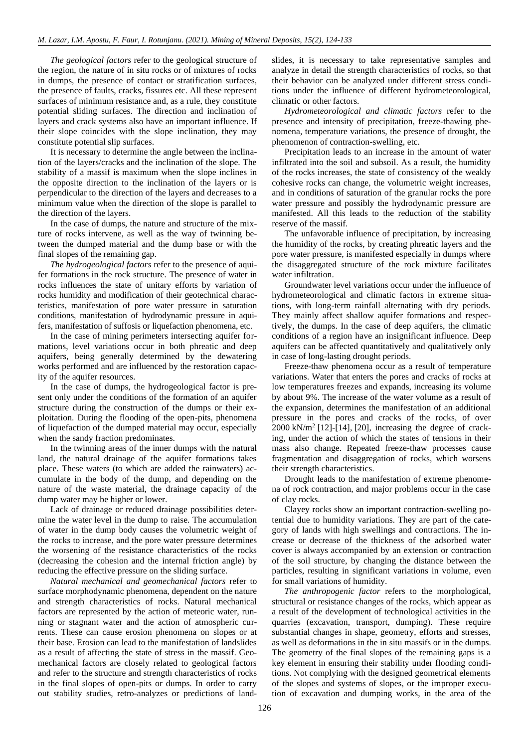*The geological factors* refer to the geological structure of the region, the nature of in situ rocks or of mixtures of rocks in dumps, the presence of contact or stratification surfaces, the presence of faults, cracks, fissures etc. All these represent surfaces of minimum resistance and, as a rule, they constitute potential sliding surfaces. The direction and inclination of layers and crack systems also have an important influence. If their slope coincides with the slope inclination, they may constitute potential slip surfaces.

It is necessary to determine the angle between the inclination of the layers/cracks and the inclination of the slope. The stability of a massif is maximum when the slope inclines in the opposite direction to the inclination of the layers or is perpendicular to the direction of the layers and decreases to a minimum value when the direction of the slope is parallel to the direction of the layers.

In the case of dumps, the nature and structure of the mixture of rocks intervene, as well as the way of twinning between the dumped material and the dump base or with the final slopes of the remaining gap.

*The hydrogeological factors* refer to the presence of aquifer formations in the rock structure. The presence of water in rocks influences the state of unitary efforts by variation of rocks humidity and modification of their geotechnical characteristics, manifestation of pore water pressure in saturation conditions, manifestation of hydrodynamic pressure in aquifers, manifestation of suffosis or liquefaction phenomena, etc.

In the case of mining perimeters intersecting aquifer formations, level variations occur in both phreatic and deep aquifers, being generally determined by the dewatering works performed and are influenced by the restoration capacity of the aquifer resources.

In the case of dumps, the hydrogeological factor is present only under the conditions of the formation of an aquifer structure during the construction of the dumps or their exploitation. During the flooding of the open-pits, phenomena of liquefaction of the dumped material may occur, especially when the sandy fraction predominates.

In the twinning areas of the inner dumps with the natural land, the natural drainage of the aquifer formations takes place. These waters (to which are added the rainwaters) accumulate in the body of the dump, and depending on the nature of the waste material, the drainage capacity of the dump water may be higher or lower.

Lack of drainage or reduced drainage possibilities determine the water level in the dump to raise. The accumulation of water in the dump body causes the volumetric weight of the rocks to increase, and the pore water pressure determines the worsening of the resistance characteristics of the rocks (decreasing the cohesion and the internal friction angle) by reducing the effective pressure on the sliding surface.

*Natural mechanical and geomechanical factors* refer to surface morphodynamic phenomena, dependent on the nature and strength characteristics of rocks. Natural mechanical factors are represented by the action of meteoric water, running or stagnant water and the action of atmospheric currents. These can cause erosion phenomena on slopes or at their base. Erosion can lead to the manifestation of landslides as a result of affecting the state of stress in the massif. Geomechanical factors are closely related to geological factors and refer to the structure and strength characteristics of rocks in the final slopes of open-pits or dumps. In order to carry out stability studies, retro-analyzes or predictions of landslides, it is necessary to take representative samples and analyze in detail the strength characteristics of rocks, so that their behavior can be analyzed under different stress conditions under the influence of different hydrometeorological, climatic or other factors.

*Hydrometeorological and climatic factors* refer to the presence and intensity of precipitation, freeze-thawing phenomena, temperature variations, the presence of drought, the phenomenon of contraction-swelling, etc.

Precipitation leads to an increase in the amount of water infiltrated into the soil and subsoil. As a result, the humidity of the rocks increases, the state of consistency of the weakly cohesive rocks can change, the volumetric weight increases, and in conditions of saturation of the granular rocks the pore water pressure and possibly the hydrodynamic pressure are manifested. All this leads to the reduction of the stability reserve of the massif.

The unfavorable influence of precipitation, by increasing the humidity of the rocks, by creating phreatic layers and the pore water pressure, is manifested especially in dumps where the disaggregated structure of the rock mixture facilitates water infiltration.

Groundwater level variations occur under the influence of hydrometeorological and climatic factors in extreme situations, with long-term rainfall alternating with dry periods. They mainly affect shallow aquifer formations and respectively, the dumps. In the case of deep aquifers, the climatic conditions of a region have an insignificant influence. Deep aquifers can be affected quantitatively and qualitatively only in case of long-lasting drought periods.

Freeze-thaw phenomena occur as a result of temperature variations. Water that enters the pores and cracks of rocks at low temperatures freezes and expands, increasing its volume by about 9%. The increase of the water volume as a result of the expansion, determines the manifestation of an additional pressure in the pores and cracks of the rocks, of over 2000 kN/m$^2$ [12]-[14], [20], increasing the degree of cracking, under the action of which the states of tensions in their mass also change. Repeated freeze-thaw processes cause fragmentation and disaggregation of rocks, which worsens their strength characteristics.

Drought leads to the manifestation of extreme phenomena of rock contraction, and major problems occur in the case of clay rocks.

Clayey rocks show an important contraction-swelling potential due to humidity variations. They are part of the category of lands with high swellings and contractions. The increase or decrease of the thickness of the adsorbed water cover is always accompanied by an extension or contraction of the soil structure, by changing the distance between the particles, resulting in significant variations in volume, even for small variations of humidity.

*The anthropogenic factor* refers to the morphological, structural or resistance changes of the rocks, which appear as a result of the development of technological activities in the quarries (excavation, transport, dumping). These require substantial changes in shape, geometry, efforts and stresses, as well as deformations in the in situ massifs or in the dumps. The geometry of the final slopes of the remaining gaps is a key element in ensuring their stability under flooding conditions. Not complying with the designed geometrical elements of the slopes and systems of slopes, or the improper execution of excavation and dumping works, in the area of the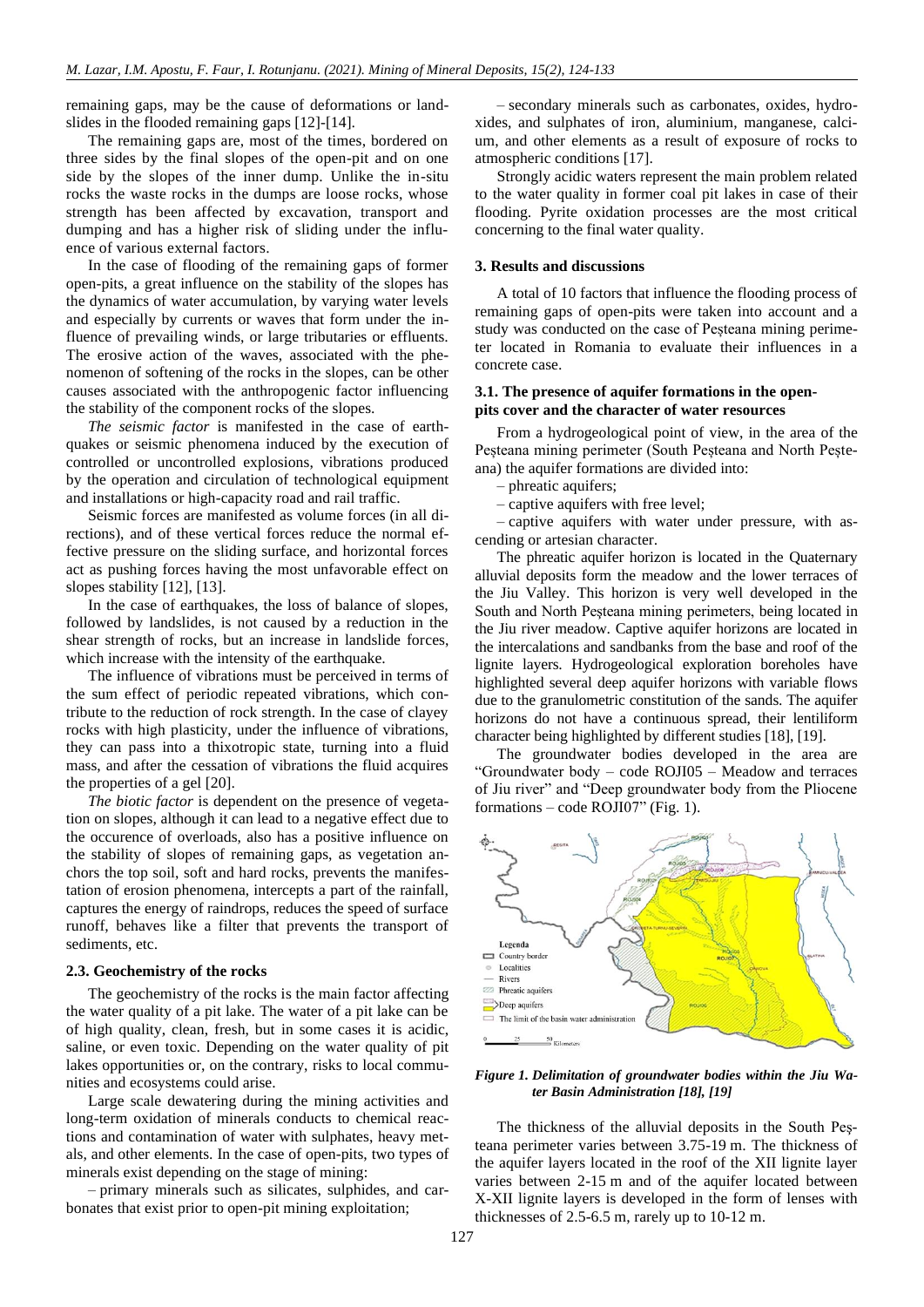remaining gaps, may be the cause of deformations or landslides in the flooded remaining gaps [12]-[14].

The remaining gaps are, most of the times, bordered on three sides by the final slopes of the open-pit and on one side by the slopes of the inner dump. Unlike the in-situ rocks the waste rocks in the dumps are loose rocks, whose strength has been affected by excavation, transport and dumping and has a higher risk of sliding under the influence of various external factors.

In the case of flooding of the remaining gaps of former open-pits, a great influence on the stability of the slopes has the dynamics of water accumulation, by varying water levels and especially by currents or waves that form under the influence of prevailing winds, or large tributaries or effluents. The erosive action of the waves, associated with the phenomenon of softening of the rocks in the slopes, can be other causes associated with the anthropogenic factor influencing the stability of the component rocks of the slopes.

*The seismic factor* is manifested in the case of earthquakes or seismic phenomena induced by the execution of controlled or uncontrolled explosions, vibrations produced by the operation and circulation of technological equipment and installations or high-capacity road and rail traffic.

Seismic forces are manifested as volume forces (in all directions), and of these vertical forces reduce the normal effective pressure on the sliding surface, and horizontal forces act as pushing forces having the most unfavorable effect on slopes stability [12], [13].

In the case of earthquakes, the loss of balance of slopes, followed by landslides, is not caused by a reduction in the shear strength of rocks, but an increase in landslide forces, which increase with the intensity of the earthquake.

The influence of vibrations must be perceived in terms of the sum effect of periodic repeated vibrations, which contribute to the reduction of rock strength. In the case of clayey rocks with high plasticity, under the influence of vibrations, they can pass into a thixotropic state, turning into a fluid mass, and after the cessation of vibrations the fluid acquires the properties of a gel [20].

*The biotic factor* is dependent on the presence of vegetation on slopes, although it can lead to a negative effect due to the occurence of overloads, also has a positive influence on the stability of slopes of remaining gaps, as vegetation anchors the top soil, soft and hard rocks, prevents the manifestation of erosion phenomena, intercepts a part of the rainfall, captures the energy of raindrops, reduces the speed of surface runoff, behaves like a filter that prevents the transport of sediments, etc.

### 2.3. Geochemistry of the rocks

The geochemistry of the rocks is the main factor affecting the water quality of a pit lake. The water of a pit lake can be of high quality, clean, fresh, but in some cases it is acidic, saline, or even toxic. Depending on the water quality of pit lakes opportunities or, on the contrary, risks to local communities and ecosystems could arise.

Large scale dewatering during the mining activities and long-term oxidation of minerals conducts to chemical reactions and contamination of water with sulphates, heavy metals, and other elements. In the case of open-pits, two types of minerals exist depending on the stage of mining:

– primary minerals such as silicates, sulphides, and carbonates that exist prior to open-pit mining exploitation;

– secondary minerals such as carbonates, oxides, hydroxides, and sulphates of iron, aluminium, manganese, calcium, and other elements as a result of exposure of rocks to atmospheric conditions [17].

Strongly acidic waters represent the main problem related to the water quality in former coal pit lakes in case of their flooding. Pyrite oxidation processes are the most critical concerning to the final water quality.

## 3. Results and discussions

A total of 10 factors that influence the flooding process of remaining gaps of open-pits were taken into account and a study was conducted on the case of Peşteana mining perimeter located in Romania to evaluate their influences in a concrete case.

### 3.1. The presence of aquifer formations in the open-pits cover and the character of water resources

From a hydrogeological point of view, in the area of the Peşteana mining perimeter (South Peşteana and North Peşteana) the aquifer formations are divided into:

– phreatic aquifers;

– captive aquifers with free level;

– captive aquifers with water under pressure, with ascending or artesian character.

The phreatic aquifer horizon is located in the Quaternary alluvial deposits form the meadow and the lower terraces of the Jiu Valley. This horizon is very well developed in the South and North Peşteana mining perimeters, being located in the Jiu river meadow. Captive aquifer horizons are located in the intercalations and sandbanks from the base and roof of the lignite layers. Hydrogeological exploration boreholes have highlighted several deep aquifer horizons with variable flows due to the granulometric constitution of the sands. The aquifer horizons do not have a continuous spread, their lentiliform character being highlighted by different studies [18], [19].

The groundwater bodies developed in the area are "Groundwater body – code ROJI05 – Meadow and terraces of Jiu river" and "Deep groundwater body from the Pliocene formations – code ROJI07" (Fig. 1).

*Figure 1. Delimitation of groundwater bodies within the Jiu Water Basin Administration [18], [19]*

The thickness of the alluvial deposits in the South Peşteana perimeter varies between 3.75-19 m. The thickness of the aquifer layers located in the roof of the XII lignite layer varies between 2-15 m and of the aquifer located between X-XII lignite layers is developed in the form of lenses with thicknesses of 2.5-6.5 m, rarely up to 10-12 m.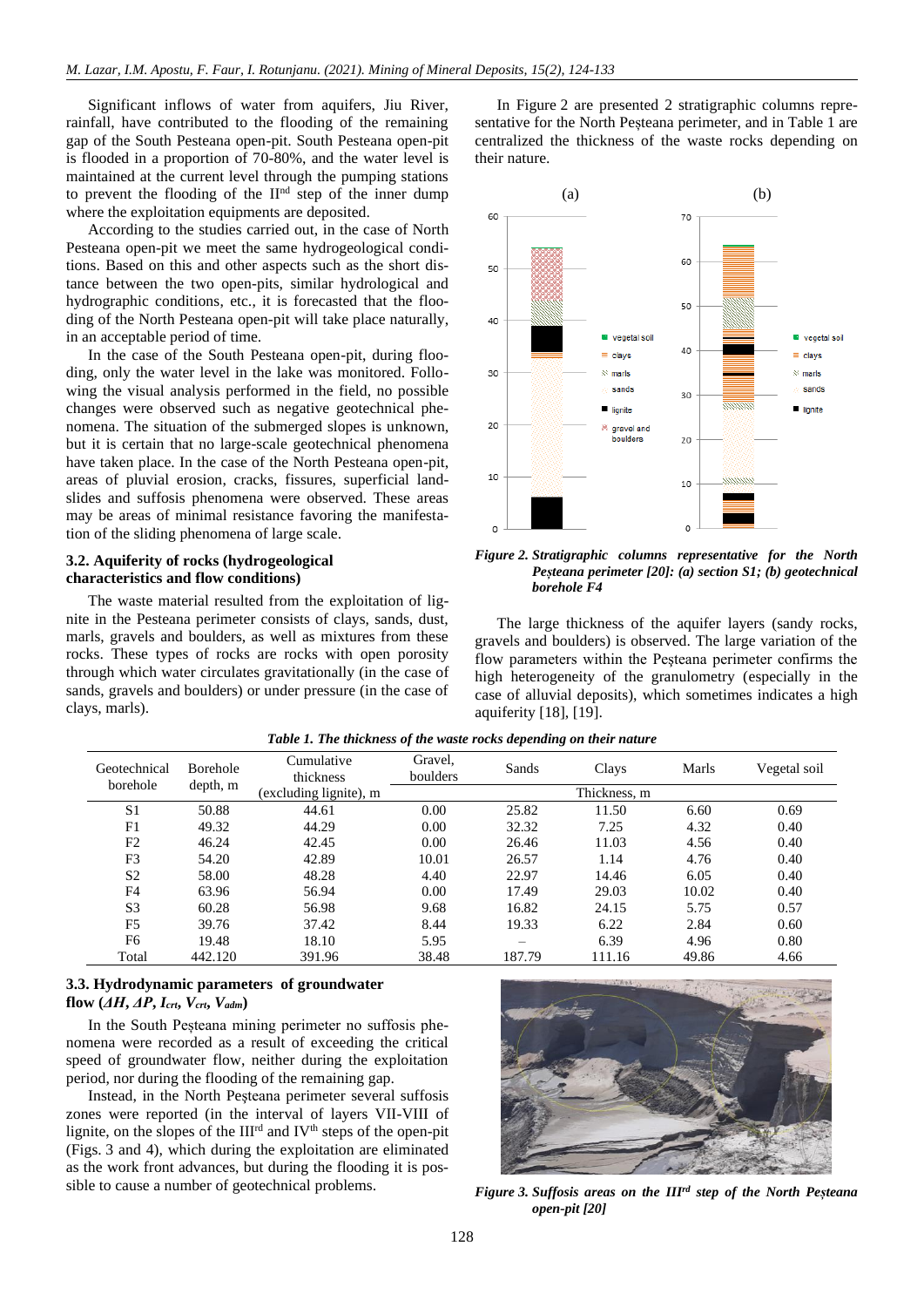Significant inflows of water from aquifers, Jiu River, rainfall, have contributed to the flooding of the remaining gap of the South Pesteana open-pit. South Pesteana open-pit is flooded in a proportion of 70-80%, and the water level is maintained at the current level through the pumping stations to prevent the flooding of the II[nd] step of the inner dump where the exploitation equipments are deposited.

According to the studies carried out, in the case of North Pesteana open-pit we meet the same hydrogeological conditions. Based on this and other aspects such as the short distance between the two open-pits, similar hydrological and hydrographic conditions, etc., it is forecasted that the flooding of the North Pesteana open-pit will take place naturally, in an acceptable period of time.

In the case of the South Pesteana open-pit, during flooding, only the water level in the lake was monitored. Following the visual analysis performed in the field, no possible changes were observed such as negative geotechnical phenomena. The situation of the submerged slopes is unknown, but it is certain that no large-scale geotechnical phenomena have taken place. In the case of the North Pesteana open-pit, areas of pluvial erosion, cracks, fissures, superficial landslides and suffosis phenomena were observed. These areas may be areas of minimal resistance favoring the manifestation of the sliding phenomena of large scale.

### 3.2. Aquiferity of rocks (hydrogeological characteristics and flow conditions)

The waste material resulted from the exploitation of lignite in the Pesteana perimeter consists of clays, sands, dust, marls, gravels and boulders, as well as mixtures from these rocks. These types of rocks are rocks with open porosity through which water circulates gravitationally (in the case of sands, gravels and boulders) or under pressure (in the case of clays, marls).

In Figure 2 are presented 2 stratigraphic columns representative for the North Peșteana perimeter, and in Table 1 are centralized the thickness of the waste rocks depending on their nature.

*Figure 2. Stratigraphic columns representative for the North Peșteana perimeter [20]: (a) section S1; (b) geotechnical borehole F4*

The large thickness of the aquifer layers (sandy rocks, gravels and boulders) is observed. The large variation of the flow parameters within the Peșteana perimeter confirms the high heterogeneity of the granulometry (especially in the case of alluvial deposits), which sometimes indicates a high aquiferity [18], [19].

*Table 1. The thickness of the waste rocks depending on their nature*

| Geotechnical borehole | Borehole depth, m | Cumulative thickness (excluding lignite), m | Gravel, boulders | Sands | Clays | Marls | Vegetal soil |
|---|---|---|---|---|---|---|---|
| | | | Thickness, m | | | | |
| S1 | 50.88 | 44.61 | 0.00 | 25.82 | 11.50 | 6.60 | 0.69 |
| F1 | 49.32 | 44.29 | 0.00 | 32.32 | 7.25 | 4.32 | 0.40 |
| F2 | 46.24 | 42.45 | 0.00 | 26.46 | 11.03 | 4.56 | 0.40 |
| F3 | 54.20 | 42.89 | 10.01 | 26.57 | 1.14 | 4.76 | 0.40 |
| S2 | 58.00 | 48.28 | 4.40 | 22.97 | 14.46 | 6.05 | 0.40 |
| F4 | 63.96 | 56.94 | 0.00 | 17.49 | 29.03 | 10.02 | 0.40 |
| S3 | 60.28 | 56.98 | 9.68 | 16.82 | 24.15 | 5.75 | 0.57 |
| F5 | 39.76 | 37.42 | 8.44 | 19.33 | 6.22 | 2.84 | 0.60 |
| F6 | 19.48 | 18.10 | 5.95 | – | 6.39 | 4.96 | 0.80 |
| Total | 442.120 | 391.96 | 38.48 | 187.79 | 111.16 | 49.86 | 4.66 |

### 3.3. Hydrodynamic parameters of groundwater flow ($\Delta H$, $\Delta P$, $I_{crt}$, $V_{crt}$, $V_{adm}$)

In the South Peșteana mining perimeter no suffosis phenomena were recorded as a result of exceeding the critical speed of groundwater flow, neither during the exploitation period, nor during the flooding of the remaining gap.

Instead, in the North Peșteana perimeter several suffosis zones were reported (in the interval of layers VII-VIII of lignite, on the slopes of the III[rd] and IV[th] steps of the open-pit (Figs. 3 and 4), which during the exploitation are eliminated as the work front advances, but during the flooding it is possible to cause a number of geotechnical problems.

*Figure 3. Suffosis areas on the III[rd] step of the North Peșteana open-pit [20]*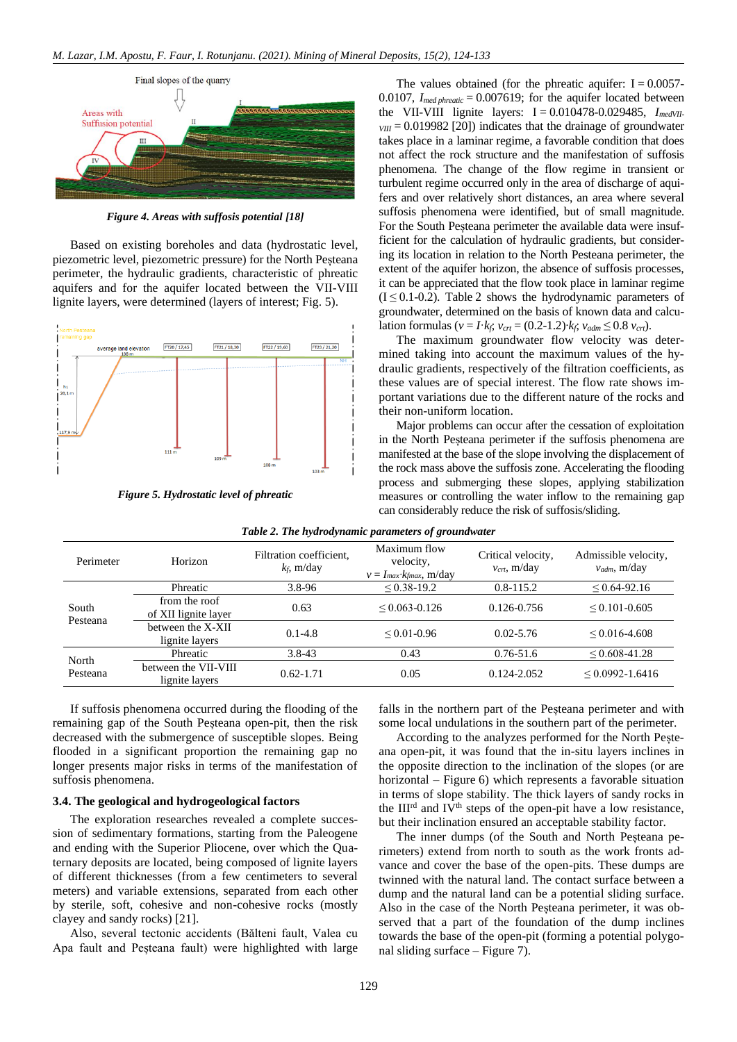Figure 4. *Areas with suffosis potential [18]*

Based on existing boreholes and data (hydrostatic level, piezometric level, piezometric pressure) for the North Peșteana perimeter, the hydraulic gradients, characteristic of phreatic aquifers and for the aquifer located between the VII-VIII lignite layers, were determined (layers of interest; Fig. 5).

*Figure 5. Hydrostatic level of phreatic*

The values obtained (for the phreatic aquifer: I = 0.0057-0.0107, $I_{med\ phreatic}$ = 0.007619; for the aquifer located between the VII-VIII lignite layers: I = 0.010478-0.029485, $I_{medVII-VIII}$ = 0.019982 [20]) indicates that the drainage of groundwater takes place in a laminar regime, a favorable condition that does not affect the rock structure and the manifestation of suffosis phenomena. The change of the flow regime in transient or turbulent regime occurred only in the area of discharge of aquifers and over relatively short distances, an area where several suffosis phenomena were identified, but of small magnitude. For the South Peșteana perimeter the available data were insufficient for the calculation of hydraulic gradients, but considering its location in relation to the North Pesteana perimeter, the extent of the aquifer horizon, the absence of suffosis processes, it can be appreciated that the flow took place in laminar regime (I ≤ 0.1-0.2). Table 2 shows the hydrodynamic parameters of groundwater, determined on the basis of known data and calculation formulas ($v = I \cdot k_f$; $v_{crt} = (0.2\text{-}1.2) \cdot k_f$; $v_{adm} \leq 0.8\ v_{crt}$).

The maximum groundwater flow velocity was determined taking into account the maximum values of the hydraulic gradients, respectively of the filtration coefficients, as these values are of special interest. The flow rate shows important variations due to the different nature of the rocks and their non-uniform location.

Major problems can occur after the cessation of exploitation in the North Peșteana perimeter if the suffosis phenomena are manifested at the base of the slope involving the displacement of the rock mass above the suffosis zone. Accelerating the flooding process and submerging these slopes, applying stabilization measures or controlling the water inflow to the remaining gap can considerably reduce the risk of suffosis/sliding.

*Table 2. The hydrodynamic parameters of groundwater*

| Perimeter | Horizon | Filtration coefficient, $k_f$, m/day | Maximum flow velocity, $v = I_{max} \cdot k_{fmax}$, m/day | Critical velocity, $v_{crt}$, m/day | Admissible velocity, $v_{adm}$, m/day |
|---|---|---|---|---|---|
| South Pesteana | Phreatic | 3.8-96 | ≤ 0.38-19.2 | 0.8-115.2 | ≤ 0.64-92.16 |
| | from the roof of XII lignite layer | 0.63 | ≤ 0.063-0.126 | 0.126-0.756 | ≤ 0.101-0.605 |
| | between the X-XII lignite layers | 0.1-4.8 | ≤ 0.01-0.96 | 0.02-5.76 | ≤ 0.016-4.608 |
| North Pesteana | Phreatic | 3.8-43 | 0.43 | 0.76-51.6 | ≤ 0.608-41.28 |
| | between the VII-VIII lignite layers | 0.62-1.71 | 0.05 | 0.124-2.052 | ≤ 0.0992-1.6416 |

If suffosis phenomena occurred during the flooding of the remaining gap of the South Peșteana open-pit, then the risk decreased with the submergence of susceptible slopes. Being flooded in a significant proportion the remaining gap no longer presents major risks in terms of the manifestation of suffosis phenomena.

### 3.4. The geological and hydrogeological factors

The exploration researches revealed a complete succession of sedimentary formations, starting from the Paleogene and ending with the Superior Pliocene, over which the Quaternary deposits are located, being composed of lignite layers of different thicknesses (from a few centimeters to several meters) and variable extensions, separated from each other by sterile, soft, cohesive and non-cohesive rocks (mostly clayey and sandy rocks) [21].

Also, several tectonic accidents (Bălteni fault, Valea cu Apa fault and Peșteana fault) were highlighted with large falls in the northern part of the Peșteana perimeter and with some local undulations in the southern part of the perimeter.

According to the analyzes performed for the North Peșteana open-pit, it was found that the in-situ layers inclines in the opposite direction to the inclination of the slopes (or are horizontal – Figure 6) which represents a favorable situation in terms of slope stability. The thick layers of sandy rocks in the III[rd] and IV[th] steps of the open-pit have a low resistance, but their inclination ensured an acceptable stability factor.

The inner dumps (of the South and North Peșteana perimeters) extend from north to south as the work fronts advance and cover the base of the open-pits. These dumps are twinned with the natural land. The contact surface between a dump and the natural land can be a potential sliding surface. Also in the case of the North Peșteana perimeter, it was observed that a part of the foundation of the dump inclines towards the base of the open-pit (forming a potential polygonal sliding surface – Figure 7).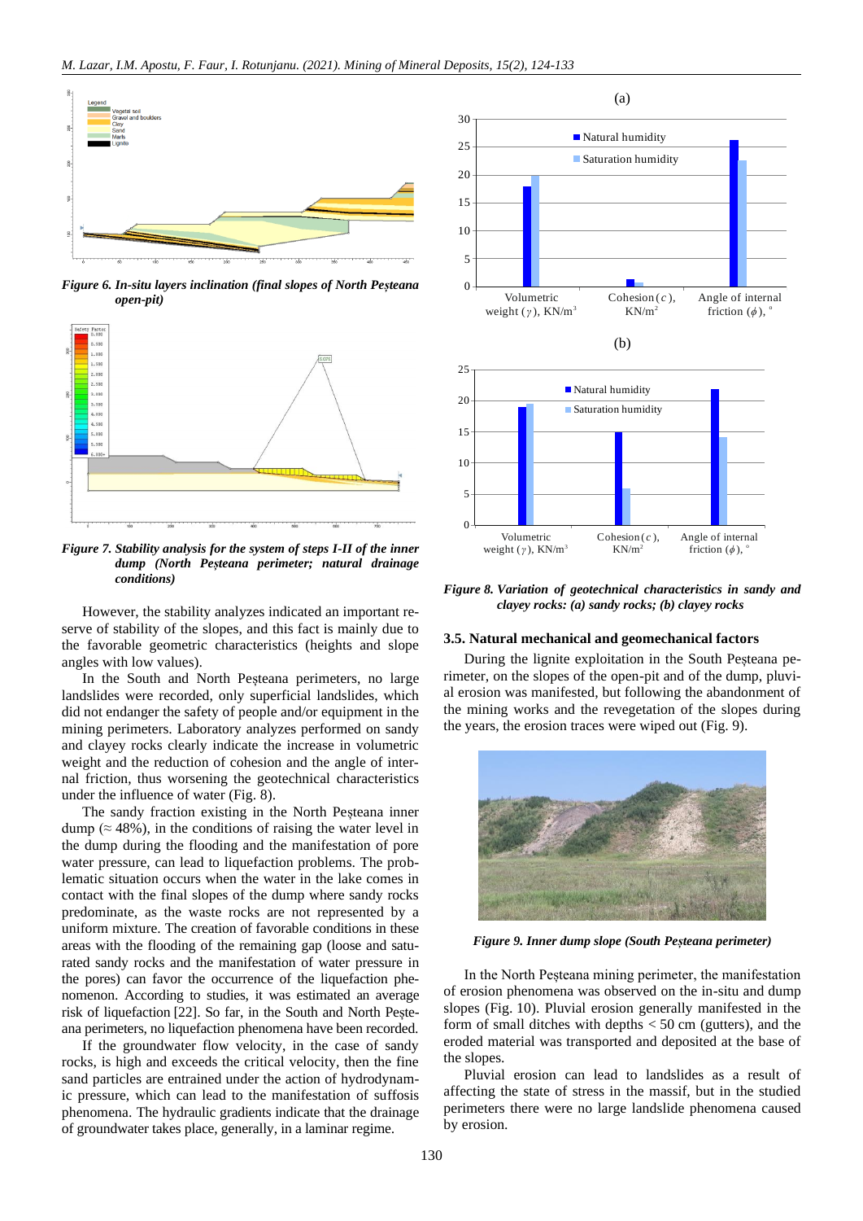*Figure 6. In-situ layers inclination (final slopes of North Peșteana open-pit)*

*Figure 7. Stability analysis for the system of steps I-II of the inner dump (North Peșteana perimeter; natural drainage conditions)*

However, the stability analyzes indicated an important reserve of stability of the slopes, and this fact is mainly due to the favorable geometric characteristics (heights and slope angles with low values).

In the South and North Peșteana perimeters, no large landslides were recorded, only superficial landslides, which did not endanger the safety of people and/or equipment in the mining perimeters. Laboratory analyzes performed on sandy and clayey rocks clearly indicate the increase in volumetric weight and the reduction of cohesion and the angle of internal friction, thus worsening the geotechnical characteristics under the influence of water (Fig. 8).

The sandy fraction existing in the North Peșteana inner dump (≈ 48%), in the conditions of raising the water level in the dump during the flooding and the manifestation of pore water pressure, can lead to liquefaction problems. The problematic situation occurs when the water in the lake comes in contact with the final slopes of the dump where sandy rocks predominate, as the waste rocks are not represented by a uniform mixture. The creation of favorable conditions in these areas with the flooding of the remaining gap (loose and saturated sandy rocks and the manifestation of water pressure in the pores) can favor the occurrence of the liquefaction phenomenon. According to studies, it was estimated an average risk of liquefaction [22]. So far, in the South and North Peșteana perimeters, no liquefaction phenomena have been recorded.

If the groundwater flow velocity, in the case of sandy rocks, is high and exceeds the critical velocity, then the fine sand particles are entrained under the action of hydrodynamic pressure, which can lead to the manifestation of suffosis phenomena. The hydraulic gradients indicate that the drainage of groundwater takes place, generally, in a laminar regime.

*Figure 8. Variation of geotechnical characteristics in sandy and clayey rocks: (a) sandy rocks; (b) clayey rocks*

### 3.5. Natural mechanical and geomechanical factors

During the lignite exploitation in the South Peșteana perimeter, on the slopes of the open-pit and of the dump, pluvial erosion was manifested, but following the abandonment of the mining works and the revegetation of the slopes during the years, the erosion traces were wiped out (Fig. 9).

*Figure 9. Inner dump slope (South Peșteana perimeter)*

In the North Peșteana mining perimeter, the manifestation of erosion phenomena was observed on the in-situ and dump slopes (Fig. 10). Pluvial erosion generally manifested in the form of small ditches with depths < 50 cm (gutters), and the eroded material was transported and deposited at the base of the slopes.

Pluvial erosion can lead to landslides as a result of affecting the state of stress in the massif, but in the studied perimeters there were no large landslide phenomena caused by erosion.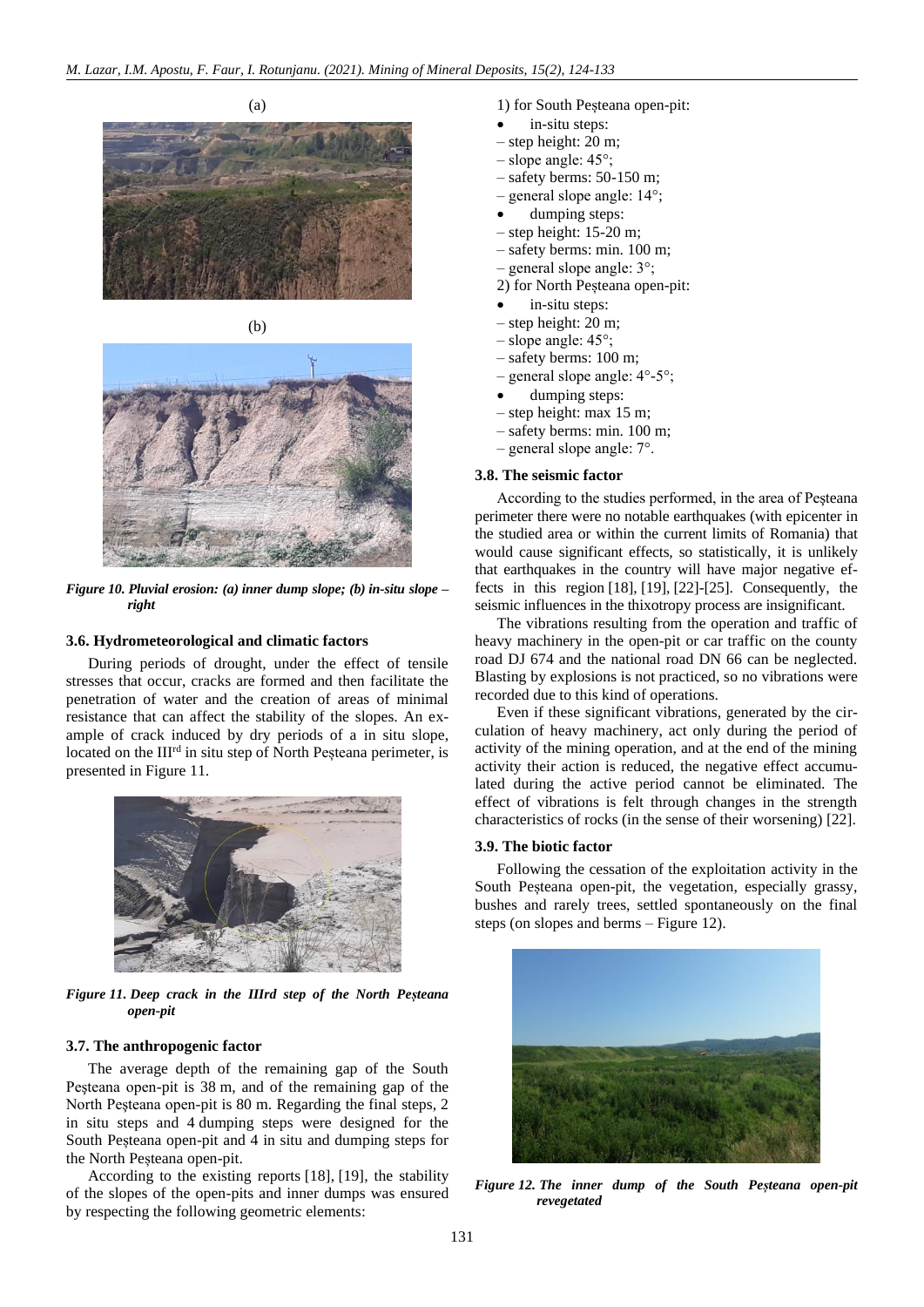(a)

(b)

*Figure 10. Pluvial erosion: (a) inner dump slope; (b) in-situ slope – right*

### 3.6. Hydrometeorological and climatic factors

During periods of drought, under the effect of tensile stresses that occur, cracks are formed and then facilitate the penetration of water and the creation of areas of minimal resistance that can affect the stability of the slopes. An example of crack induced by dry periods of a in situ slope, located on the III[rd] in situ step of North Peșteana perimeter, is presented in Figure 11.

*Figure 11. Deep crack in the IIIrd step of the North Peșteana open-pit*

### 3.7. The anthropogenic factor

The average depth of the remaining gap of the South Peșteana open-pit is 38 m, and of the remaining gap of the North Peșteana open-pit is 80 m. Regarding the final steps, 2 in situ steps and 4 dumping steps were designed for the South Peșteana open-pit and 4 in situ and dumping steps for the North Peșteana open-pit.

According to the existing reports [18], [19], the stability of the slopes of the open-pits and inner dumps was ensured by respecting the following geometric elements:

1) for South Peșteana open-pit:

- in-situ steps:

– step height: 20 m;
– slope angle: 45°;
– safety berms: 50-150 m;
– general slope angle: 14°;

- dumping steps:

– step height: 15-20 m;
– safety berms: min. 100 m;
– general slope angle: 3°;

2) for North Peșteana open-pit:

- in-situ steps:

– step height: 20 m;
– slope angle: 45°;
– safety berms: 100 m;
– general slope angle: 4°-5°;

- dumping steps:

– step height: max 15 m;
– safety berms: min. 100 m;
– general slope angle: 7°.

### 3.8. The seismic factor

According to the studies performed, in the area of Peșteana perimeter there were no notable earthquakes (with epicenter in the studied area or within the current limits of Romania) that would cause significant effects, so statistically, it is unlikely that earthquakes in the country will have major negative effects in this region [18], [19], [22]-[25]. Consequently, the seismic influences in the thixotropy process are insignificant.

The vibrations resulting from the operation and traffic of heavy machinery in the open-pit or car traffic on the county road DJ 674 and the national road DN 66 can be neglected. Blasting by explosions is not practiced, so no vibrations were recorded due to this kind of operations.

Even if these significant vibrations, generated by the circulation of heavy machinery, act only during the period of activity of the mining operation, and at the end of the mining activity their action is reduced, the negative effect accumulated during the active period cannot be eliminated. The effect of vibrations is felt through changes in the strength characteristics of rocks (in the sense of their worsening) [22].

### 3.9. The biotic factor

Following the cessation of the exploitation activity in the South Peșteana open-pit, the vegetation, especially grassy, bushes and rarely trees, settled spontaneously on the final steps (on slopes and berms – Figure 12).

*Figure 12. The inner dump of the South Peșteana open-pit revegetated*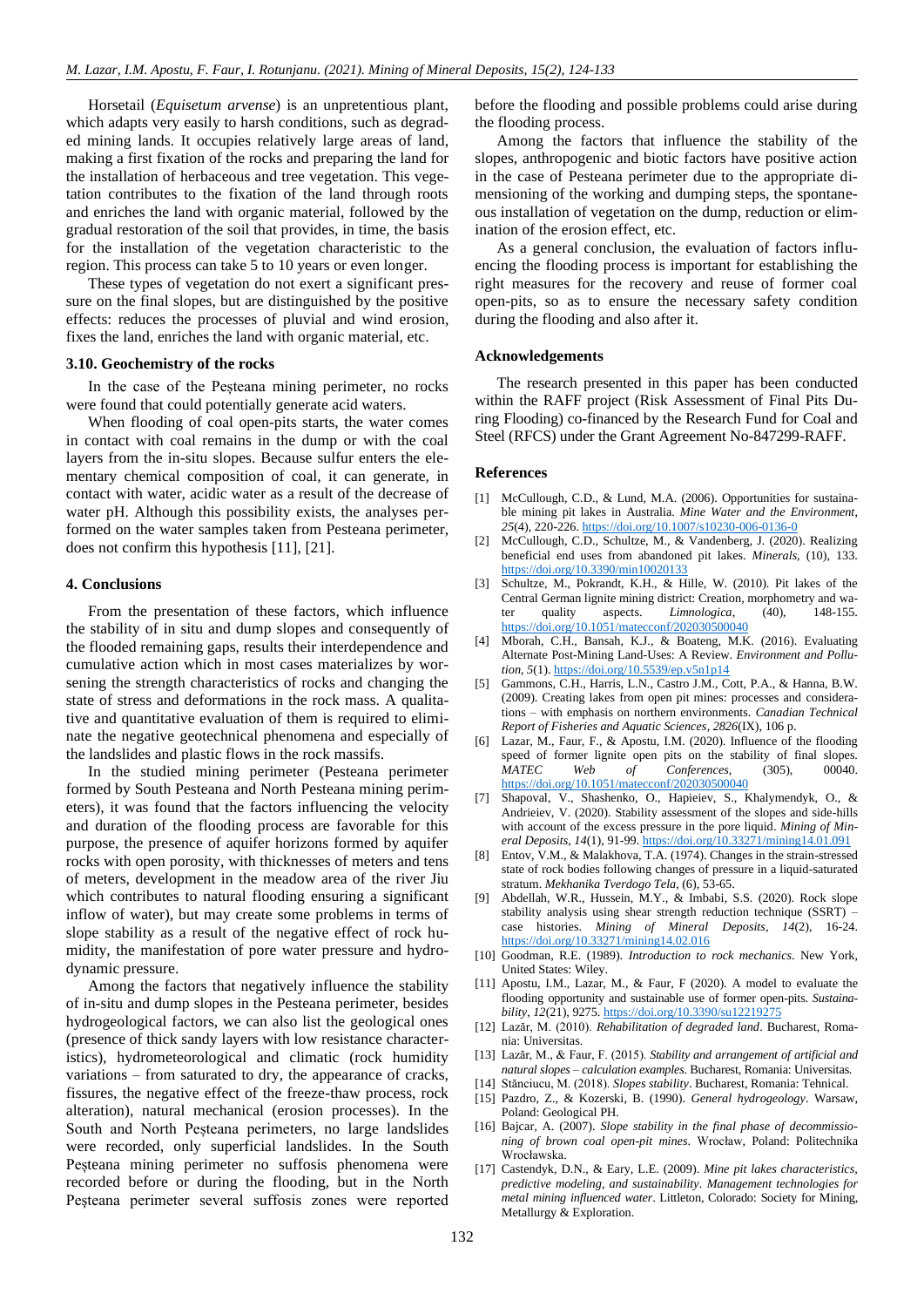Horsetail (*Equisetum arvense*) is an unpretentious plant, which adapts very easily to harsh conditions, such as degraded mining lands. It occupies relatively large areas of land, making a first fixation of the rocks and preparing the land for the installation of herbaceous and tree vegetation. This vegetation contributes to the fixation of the land through roots and enriches the land with organic material, followed by the gradual restoration of the soil that provides, in time, the basis for the installation of the vegetation characteristic to the region. This process can take 5 to 10 years or even longer.

These types of vegetation do not exert a significant pressure on the final slopes, but are distinguished by the positive effects: reduces the processes of pluvial and wind erosion, fixes the land, enriches the land with organic material, etc.

### 3.10. Geochemistry of the rocks

In the case of the Peșteana mining perimeter, no rocks were found that could potentially generate acid waters.

When flooding of coal open-pits starts, the water comes in contact with coal remains in the dump or with the coal layers from the in-situ slopes. Because sulfur enters the elementary chemical composition of coal, it can generate, in contact with water, acidic water as a result of the decrease of water pH. Although this possibility exists, the analyses performed on the water samples taken from Pesteana perimeter, does not confirm this hypothesis [11], [21].

## 4. Conclusions

From the presentation of these factors, which influence the stability of in situ and dump slopes and consequently of the flooded remaining gaps, results their interdependence and cumulative action which in most cases materializes by worsening the strength characteristics of rocks and changing the state of stress and deformations in the rock mass. A qualitative and quantitative evaluation of them is required to eliminate the negative geotechnical phenomena and especially of the landslides and plastic flows in the rock massifs.

In the studied mining perimeter (Pesteana perimeter formed by South Pesteana and North Pesteana mining perimeters), it was found that the factors influencing the velocity and duration of the flooding process are favorable for this purpose, the presence of aquifer horizons formed by aquifer rocks with open porosity, with thicknesses of meters and tens of meters, development in the meadow area of the river Jiu which contributes to natural flooding ensuring a significant inflow of water), but may create some problems in terms of slope stability as a result of the negative effect of rock humidity, the manifestation of pore water pressure and hydrodynamic pressure.

Among the factors that negatively influence the stability of in-situ and dump slopes in the Pesteana perimeter, besides hydrogeological factors, we can also list the geological ones (presence of thick sandy layers with low resistance characteristics), hydrometeorological and climatic (rock humidity variations – from saturated to dry, the appearance of cracks, fissures, the negative effect of the freeze-thaw process, rock alteration), natural mechanical (erosion processes). In the South and North Peşteana perimeters, no large landslides were recorded, only superficial landslides. In the South Peşteana mining perimeter no suffosis phenomena were recorded before or during the flooding, but in the North Peşteana perimeter several suffosis zones were reported before the flooding and possible problems could arise during the flooding process.

Among the factors that influence the stability of the slopes, anthropogenic and biotic factors have positive action in the case of Pesteana perimeter due to the appropriate dimensioning of the working and dumping steps, the spontaneous installation of vegetation on the dump, reduction or elimination of the erosion effect, etc.

As a general conclusion, the evaluation of factors influencing the flooding process is important for establishing the right measures for the recovery and reuse of former coal open-pits, so as to ensure the necessary safety condition during the flooding and also after it.

### Acknowledgements

The research presented in this paper has been conducted within the RAFF project (Risk Assessment of Final Pits During Flooding) co-financed by the Research Fund for Coal and Steel (RFCS) under the Grant Agreement No-847299-RAFF.

### References

[1] McCullough, C.D., & Lund, M.A. (2006). Opportunities for sustainable mining pit lakes in Australia. *Mine Water and the Environment*, *25*(4), 220-226. https://doi.org/10.1007/s10230-006-0136-0

[2] McCullough, C.D., Schultze, M., & Vandenberg, J. (2020). Realizing beneficial end uses from abandoned pit lakes. *Minerals*, (10), 133. https://doi.org/10.3390/min10020133

[3] Schultze, M., Pokrandt, K.H., & Hille, W. (2010). Pit lakes of the Central German lignite mining district: Creation, morphometry and water quality aspects. *Limnologica*, (40), 148-155. https://doi.org/10.1051/matecconf/202030500040

[4] Mborah, C.H., Bansah, K.J., & Boateng, M.K. (2016). Evaluating Alternate Post-Mining Land-Uses: A Review. *Environment and Pollution*, *5*(1). https://doi.org/10.5539/ep.v5n1p14

[5] Gammons, C.H., Harris, L.N., Castro J.M., Cott, P.A., & Hanna, B.W. (2009). Creating lakes from open pit mines: processes and considerations – with emphasis on northern environments. *Canadian Technical Report of Fisheries and Aquatic Sciences*, *2826*(IX), 106 p.

[6] Lazar, M., Faur, F., & Apostu, I.M. (2020). Influence of the flooding speed of former lignite open pits on the stability of final slopes. *MATEC Web of Conferences*, (305), 00040. https://doi.org/10.1051/matecconf/202030500040

[7] Shapoval, V., Shashenko, O., Hapieiev, S., Khalymendyk, O., & Andrieiev, V. (2020). Stability assessment of the slopes and side-hills with account of the excess pressure in the pore liquid. *Mining of Mineral Deposits*, *14*(1), 91-99. https://doi.org/10.33271/mining14.01.091

[8] Entov, V.M., & Malakhova, T.A. (1974). Changes in the strain-stressed state of rock bodies following changes of pressure in a liquid-saturated stratum. *Mekhanika Tverdogo Tela*, (6), 53-65.

[9] Abdellah, W.R., Hussein, M.Y., & Imbabi, S.S. (2020). Rock slope stability analysis using shear strength reduction technique (SSRT) – case histories. *Mining of Mineral Deposits*, *14*(2), 16-24. https://doi.org/10.33271/mining14.02.016

[10] Goodman, R.E. (1989). *Introduction to rock mechanics*. New York, United States: Wiley.

[11] Apostu, I.M., Lazar, M., & Faur, F (2020). A model to evaluate the flooding opportunity and sustainable use of former open-pits. *Sustainability*, *12*(21), 9275. https://doi.org/10.3390/su12219275

[12] Lazăr, M. (2010). *Rehabilitation of degraded land*. Bucharest, Romania: Universitas.

[13] Lazăr, M., & Faur, F. (2015). *Stability and arrangement of artificial and natural slopes – calculation examples*. Bucharest, Romania: Universitas.

[14] Stănciucu, M. (2018). *Slopes stability*. Bucharest, Romania: Tehnical.

[15] Pazdro, Z., & Kozerski, B. (1990). *General hydrogeology*. Warsaw, Poland: Geological PH.

[16] Bajcar, A. (2007). *Slope stability in the final phase of decommissioning of brown coal open-pit mines*. Wrocław, Poland: Politechnika Wrocławska.

[17] Castendyk, D.N., & Eary, L.E. (2009). *Mine pit lakes characteristics, predictive modeling, and sustainability*. *Management technologies for metal mining influenced water*. Littleton, Colorado: Society for Mining, Metallurgy & Exploration.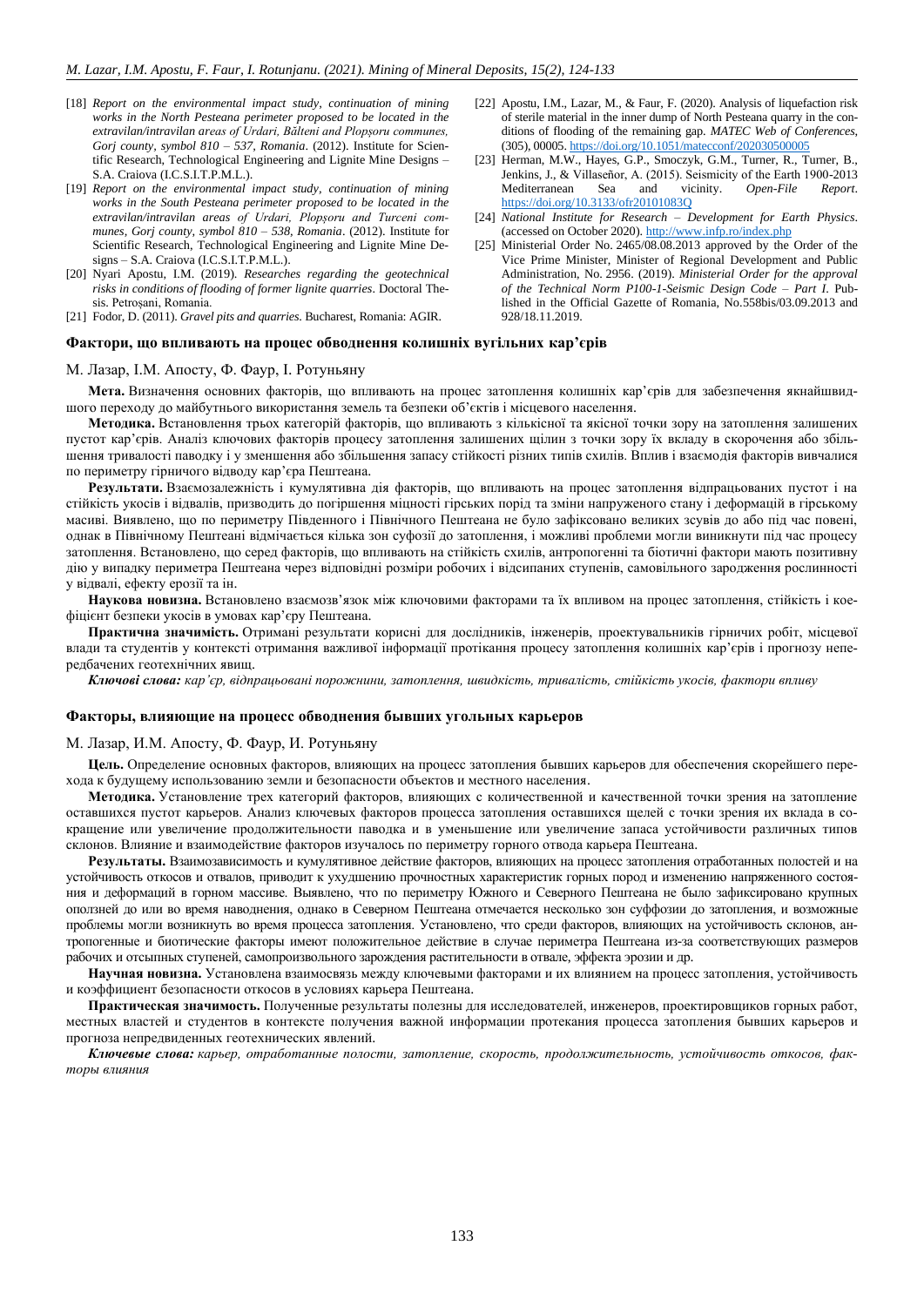[18] *Report on the environmental impact study, continuation of mining works in the North Pesteana perimeter proposed to be located in the extravilan/intravilan areas of Urdari, Bălteni and Plopșoru communes, Gorj county, symbol 810 – 537, Romania*. (2012). Institute for Scientific Research, Technological Engineering and Lignite Mine Designs – S.A. Craiova (I.C.S.I.T.P.M.L.).

[19] *Report on the environmental impact study, continuation of mining works in the South Pesteana perimeter proposed to be located in the extravilan/intravilan areas of Urdari, Plopșoru and Turceni communes, Gorj county, symbol 810 – 538, Romania*. (2012). Institute for Scientific Research, Technological Engineering and Lignite Mine Designs – S.A. Craiova (I.C.S.I.T.P.M.L.).

[20] Nyari Apostu, I.M. (2019). *Researches regarding the geotechnical risks in conditions of flooding of former lignite quarries*. Doctoral Thesis. Petroșani, Romania.

[21] Fodor, D. (2011). *Gravel pits and quarries*. Bucharest, Romania: AGIR.

[22] Apostu, I.M., Lazar, M., & Faur, F. (2020). Analysis of liquefaction risk of sterile material in the inner dump of North Pesteana quarry in the conditions of flooding of the remaining gap. *MATEC Web of Conferences*, (305), 00005. https://doi.org/10.1051/matecconf/202030500005

[23] Herman, M.W., Hayes, G.P., Smoczyk, G.M., Turner, R., Turner, B., Jenkins, J., & Villaseñor, A. (2015). Seismicity of the Earth 1900-2013 Mediterranean Sea and vicinity. *Open-File Report*. https://doi.org/10.3133/ofr20101083Q

[24] *National Institute for Research – Development for Earth Physics*. (accessed on October 2020). http://www.infp.ro/index.php

[25] Ministerial Order No. 2465/08.08.2013 approved by the Order of the Vice Prime Minister, Minister of Regional Development and Public Administration, No. 2956. (2019). *Ministerial Order for the approval of the Technical Norm P100-1-Seismic Design Code – Part I*. Published in the Official Gazette of Romania, No.558bis/03.09.2013 and 928/18.11.2019.

## Фактори, що впливають на процес обводнення колишніх вугільних кар'єрів

М. Лазар, І.М. Апосту, Ф. Фаур, І. Ротуньяну

**Мета.** Визначення основних факторів, що впливають на процес затоплення колишніх кар'єрів для забезпечення якнайшвидшого переходу до майбутнього використання земель та безпеки об'єктів і місцевого населення.

**Методика.** Встановлення трьох категорій факторів, що впливають з кількісної та якісної точки зору на затоплення залишених пустот кар'єрів. Аналіз ключових факторів процесу затоплення залишених щілин з точки зору їх вкладу в скорочення або збільшення тривалості паводку і у зменшення або збільшення запасу стійкості різних типів схилів. Вплив і взаємодія факторів вивчалися по периметру гірничого відводу кар'єра Пештеана.

**Результати.** Взаємозалежність і кумулятивна дія факторів, що впливають на процес затоплення відпрацьованих пустот і на стійкість укосів і відвалів, призводить до погіршення міцності гірських порід та зміни напруженого стану і деформацій в гірському масиві. Виявлено, що по периметру Південного і Північного Пештеана не було зафіксовано великих зсувів до або під час повені, однак в Північному Пештеані відмічається кілька зон суфозії до затоплення, і можливі проблеми могли виникнути під час процесу затоплення. Встановлено, що серед факторів, що впливають на стійкість схилів, антропогенні та біотичні фактори мають позитивну дію у випадку периметра Пештеана через відповідні розміри робочих і відсипаних ступенів, самовільного зародження рослинності у відвалі, ефекту ерозії та ін.

**Наукова новизна.** Встановлено взаємозв'язок між ключовими факторами та їх впливом на процес затоплення, стійкість і коефіцієнт безпеки укосів в умовах кар'єру Пештеана.

**Практична значимість.** Отримані результати корисні для дослідників, інженерів, проектувальників гірничих робіт, місцевої влади та студентів у контексті отримання важливої інформації протікання процесу затоплення колишніх кар'єрів і прогнозу непередбачених геотехнічних явищ.

***Ключові слова:*** *кар'єр, відпрацьовані порожнини, затоплення, швидкість, тривалість, стійкість укосів, фактори впливу*

## Факторы, влияющие на процесс обводнения бывших угольных карьеров

М. Лазар, И.М. Апосту, Ф. Фаур, И. Ротуньяну

**Цель.** Определение основных факторов, влияющих на процесс затопления бывших карьеров для обеспечения скорейшего перехода к будущему использованию земли и безопасности объектов и местного населения.

**Методика.** Установление трех категорий факторов, влияющих с количественной и качественной точки зрения на затопление оставшихся пустот карьеров. Анализ ключевых факторов процесса затопления оставшихся щелей с точки зрения их вклада в сокращение или увеличение продолжительности паводка и в уменьшение или увеличение запаса устойчивости различных типов склонов. Влияние и взаимодействие факторов изучалось по периметру горного отвода карьера Пештеана.

**Результаты.** Взаимозависимость и кумулятивное действие факторов, влияющих на процесс затопления отработанных полостей и на устойчивость откосов и отвалов, приводит к ухудшению прочностных характеристик горных пород и изменению напряженного состояния и деформаций в горном массиве. Выявлено, что по периметру Южного и Северного Пештеана не было зафиксировано крупных оползней до или во время наводнения, однако в Северном Пештеана отмечается несколько зон суффозии до затопления, и возможные проблемы могли возникнуть во время процесса затопления. Установлено, что среди факторов, влияющих на устойчивость склонов, антропогенные и биотические факторы имеют положительное действие в случае периметра Пештеана из-за соответствующих размеров рабочих и отсыпных ступеней, самопроизвольного зарождения растительности в отвале, эффекта эрозии и др.

**Научная новизна.** Установлена взаимосвязь между ключевыми факторами и их влиянием на процесс затопления, устойчивость и коэффициент безопасности откосов в условиях карьера Пештеана.

**Практическая значимость.** Полученные результаты полезны для исследователей, инженеров, проектировщиков горных работ, местных властей и студентов в контексте получения важной информации протекания процесса затопления бывших карьеров и прогноза непредвиденных геотехнических явлений.

***Ключевые слова:*** *карьер, отработанные полости, затопление, скорость, продолжительность, устойчивость откосов, факторы влияния*